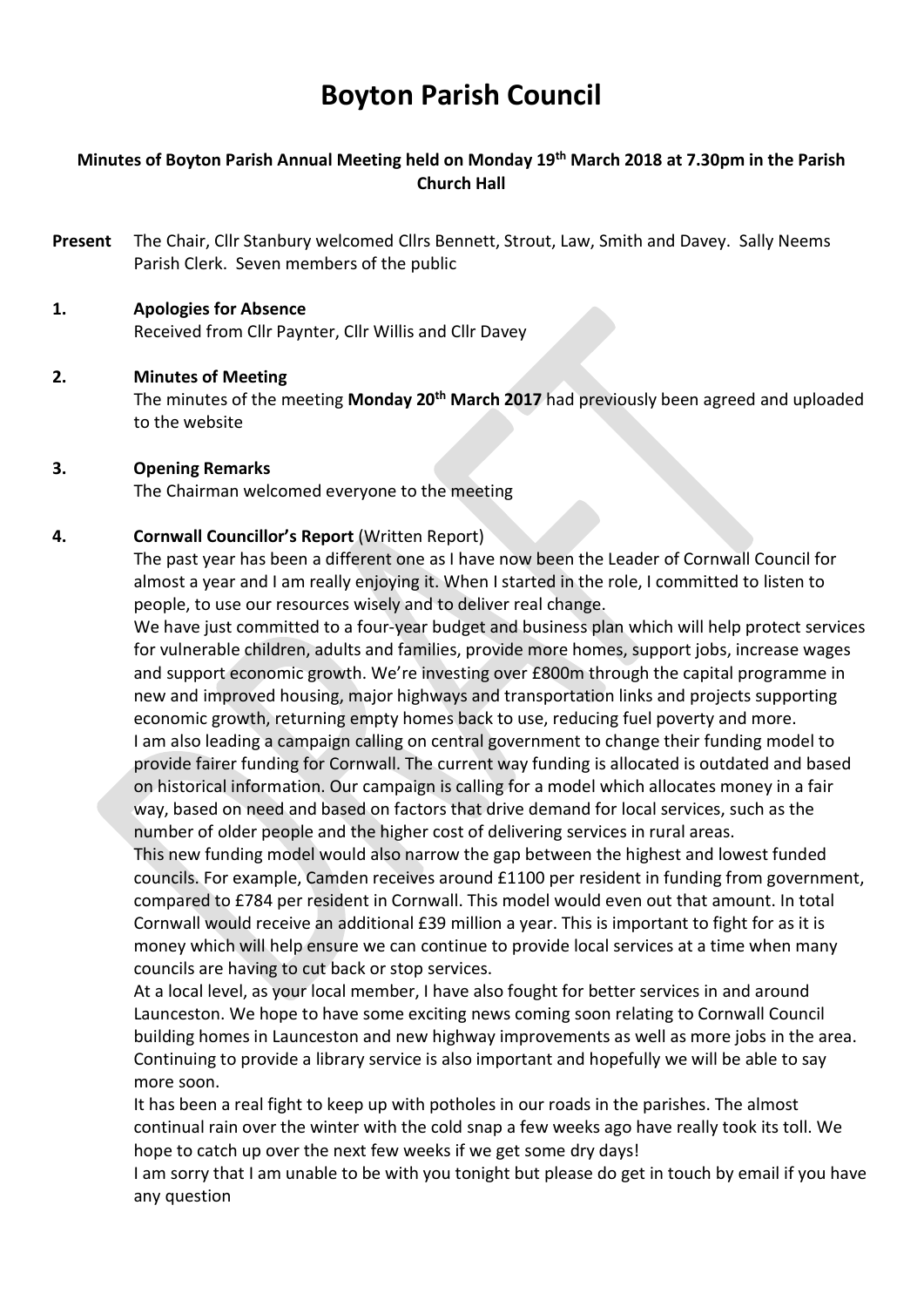# Boyton Parish Council

**Minutes of Boyton Parish Annual Meeting held on Monday 19th March 2018 at 7.30pm in the Parish Church Hall**

**Present** The Chair, Cllr Stanbury welcomed Cllrs Bennett, Strout, Law, Smith and Davey. Sally Neems Parish Clerk. Seven members of the public

**1. Apologies for Absence**

Received from Cllr Paynter, Cllr Willis and Cllr Davey

**2. Minutes of Meeting**

The minutes of the meeting **Monday 20th March 2017** had previously been agreed and uploaded to the website

**3. Opening Remarks**

The Chairman welcomed everyone to the meeting

**4. Cornwall Councillor's Report** (Written Report)

The past year has been a different one as I have now been the Leader of Cornwall Council for almost a year and I am really enjoying it. When I started in the role, I committed to listen to people, to use our resources wisely and to deliver real change.

We have just committed to a four-year budget and business plan which will help protect services for vulnerable children, adults and families, provide more homes, support jobs, increase wages and support economic growth. We're investing over £800m through the capital programme in new and improved housing, major highways and transportation links and projects supporting economic growth, returning empty homes back to use, reducing fuel poverty and more.

I am also leading a campaign calling on central government to change their funding model to provide fairer funding for Cornwall. The current way funding is allocated is outdated and based on historical information. Our campaign is calling for a model which allocates money in a fair way, based on need and based on factors that drive demand for local services, such as the number of older people and the higher cost of delivering services in rural areas.

This new funding model would also narrow the gap between the highest and lowest funded councils. For example, Camden receives around £1100 per resident in funding from government, compared to £784 per resident in Cornwall. This model would even out that amount. In total Cornwall would receive an additional £39 million a year. This is important to fight for as it is money which will help ensure we can continue to provide local services at a time when many councils are having to cut back or stop services.

At a local level, as your local member, I have also fought for better services in and around Launceston. We hope to have some exciting news coming soon relating to Cornwall Council building homes in Launceston and new highway improvements as well as more jobs in the area. Continuing to provide a library service is also important and hopefully we will be able to say more soon.

It has been a real fight to keep up with potholes in our roads in the parishes. The almost continual rain over the winter with the cold snap a few weeks ago have really took its toll. We hope to catch up over the next few weeks if we get some dry days!

I am sorry that I am unable to be with you tonight but please do get in touch by email if you have any question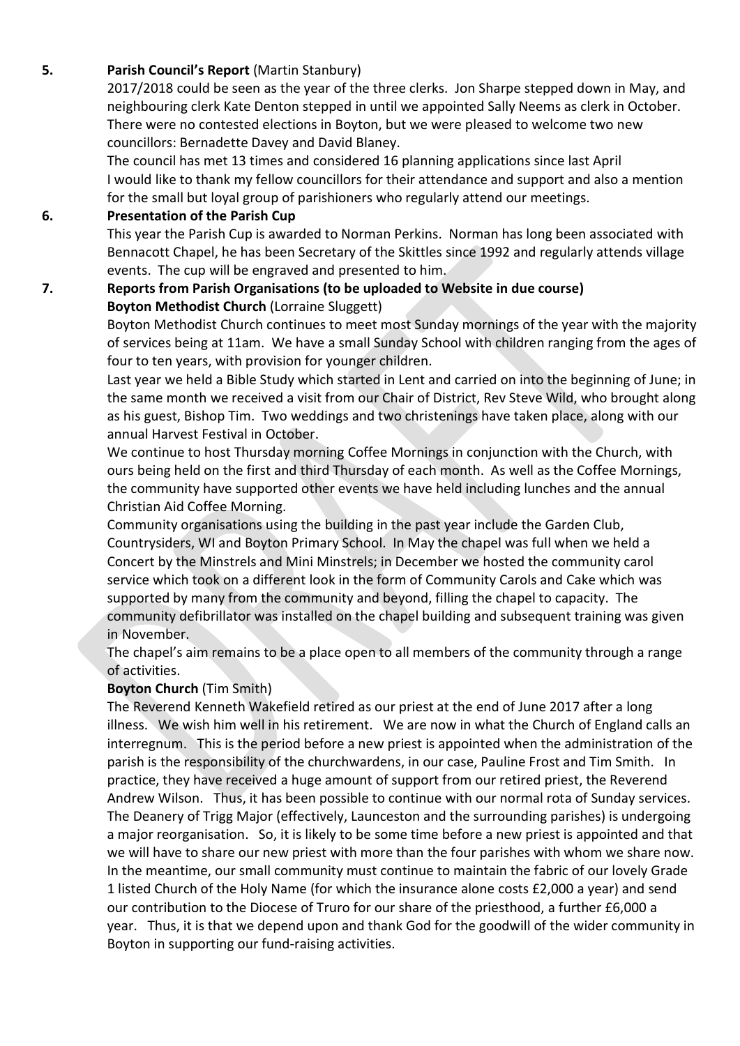**5. Parish Council's Report** (Martin Stanbury)

2017/2018 could be seen as the year of the three clerks. Jon Sharpe stepped down in May, and neighbouring clerk Kate Denton stepped in until we appointed Sally Neems as clerk in October. There were no contested elections in Boyton, but we were pleased to welcome two new councillors: Bernadette Davey and David Blaney.

The council has met 13 times and considered 16 planning applications since last April

I would like to thank my fellow councillors for their attendance and support and also a mention for the small but loyal group of parishioners who regularly attend our meetings.

**6. Presentation of the Parish Cup**

This year the Parish Cup is awarded to Norman Perkins. Norman has long been associated with Bennacott Chapel, he has been Secretary of the Skittles since 1992 and regularly attends village events. The cup will be engraved and presented to him.

**7. Reports from Parish Organisations (to be uploaded to Website in due course)**

**Boyton Methodist Church** (Lorraine Sluggett)

Boyton Methodist Church continues to meet most Sunday mornings of the year with the majority of services being at 11am. We have a small Sunday School with children ranging from the ages of four to ten years, with provision for younger children.

Last year we held a Bible Study which started in Lent and carried on into the beginning of June; in the same month we received a visit from our Chair of District, Rev Steve Wild, who brought along as his guest, Bishop Tim. Two weddings and two christenings have taken place, along with our annual Harvest Festival in October.

We continue to host Thursday morning Coffee Mornings in conjunction with the Church, with ours being held on the first and third Thursday of each month. As well as the Coffee Mornings, the community have supported other events we have held including lunches and the annual Christian Aid Coffee Morning.

Community organisations using the building in the past year include the Garden Club, Countrysiders, WI and Boyton Primary School. In May the chapel was full when we held a Concert by the Minstrels and Mini Minstrels; in December we hosted the community carol service which took on a different look in the form of Community Carols and Cake which was supported by many from the community and beyond, filling the chapel to capacity. The community defibrillator was installed on the chapel building and subsequent training was given in November.

The chapel's aim remains to be a place open to all members of the community through a range of activities.

**Boyton Church** (Tim Smith)

The Reverend Kenneth Wakefield retired as our priest at the end of June 2017 after a long illness. We wish him well in his retirement. We are now in what the Church of England calls an interregnum. This is the period before a new priest is appointed when the administration of the parish is the responsibility of the churchwardens, in our case, Pauline Frost and Tim Smith. In practice, they have received a huge amount of support from our retired priest, the Reverend Andrew Wilson. Thus, it has been possible to continue with our normal rota of Sunday services.

The Deanery of Trigg Major (effectively, Launceston and the surrounding parishes) is undergoing a major reorganisation. So, it is likely to be some time before a new priest is appointed and that we will have to share our new priest with more than the four parishes with whom we share now. In the meantime, our small community must continue to maintain the fabric of our lovely Grade 1 listed Church of the Holy Name (for which the insurance alone costs £2,000 a year) and send our contribution to the Diocese of Truro for our share of the priesthood, a further £6,000 a year. Thus, it is that we depend upon and thank God for the goodwill of the wider community in Boyton in supporting our fund-raising activities.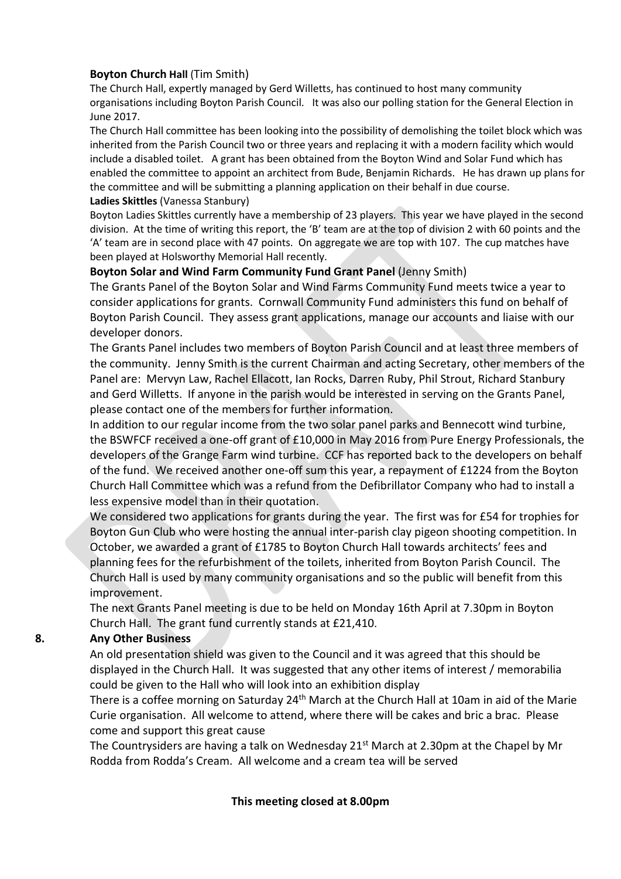**Boyton Church Hall** (Tim Smith)

The Church Hall, expertly managed by Gerd Willetts, has continued to host many community organisations including Boyton Parish Council. It was also our polling station for the General Election in June 2017.

The Church Hall committee has been looking into the possibility of demolishing the toilet block which was inherited from the Parish Council two or three years and replacing it with a modern facility which would include a disabled toilet. A grant has been obtained from the Boyton Wind and Solar Fund which has enabled the committee to appoint an architect from Bude, Benjamin Richards. He has drawn up plans for the committee and will be submitting a planning application on their behalf in due course.

**Ladies Skittles** (Vanessa Stanbury)

Boyton Ladies Skittles currently have a membership of 23 players. This year we have played in the second division. At the time of writing this report, the 'B' team are at the top of division 2 with 60 points and the 'A' team are in second place with 47 points. On aggregate we are top with 107. The cup matches have been played at Holsworthy Memorial Hall recently.

**Boyton Solar and Wind Farm Community Fund Grant Panel** (Jenny Smith)

The Grants Panel of the Boyton Solar and Wind Farms Community Fund meets twice a year to consider applications for grants. Cornwall Community Fund administers this fund on behalf of Boyton Parish Council. They assess grant applications, manage our accounts and liaise with our developer donors.

The Grants Panel includes two members of Boyton Parish Council and at least three members of the community. Jenny Smith is the current Chairman and acting Secretary, other members of the Panel are: Mervyn Law, Rachel Ellacott, Ian Rocks, Darren Ruby, Phil Strout, Richard Stanbury and Gerd Willetts. If anyone in the parish would be interested in serving on the Grants Panel, please contact one of the members for further information.

In addition to our regular income from the two solar panel parks and Bennecott wind turbine, the BSWFCF received a one-off grant of £10,000 in May 2016 from Pure Energy Professionals, the developers of the Grange Farm wind turbine. CCF has reported back to the developers on behalf of the fund. We received another one-off sum this year, a repayment of £1224 from the Boyton Church Hall Committee which was a refund from the Defibrillator Company who had to install a less expensive model than in their quotation.

We considered two applications for grants during the year. The first was for £54 for trophies for Boyton Gun Club who were hosting the annual inter-parish clay pigeon shooting competition. In October, we awarded a grant of £1785 to Boyton Church Hall towards architects' fees and planning fees for the refurbishment of the toilets, inherited from Boyton Parish Council. The Church Hall is used by many community organisations and so the public will benefit from this improvement.

The next Grants Panel meeting is due to be held on Monday 16th April at 7.30pm in Boyton Church Hall. The grant fund currently stands at £21,410.

**8. Any Other Business**

An old presentation shield was given to the Council and it was agreed that this should be displayed in the Church Hall. It was suggested that any other items of interest / memorabilia could be given to the Hall who will look into an exhibition display

There is a coffee morning on Saturday 24th March at the Church Hall at 10am in aid of the Marie Curie organisation. All welcome to attend, where there will be cakes and bric a brac. Please come and support this great cause

The Countrysiders are having a talk on Wednesday 21st March at 2.30pm at the Chapel by Mr Rodda from Rodda's Cream. All welcome and a cream tea will be served

**This meeting closed at 8.00pm**